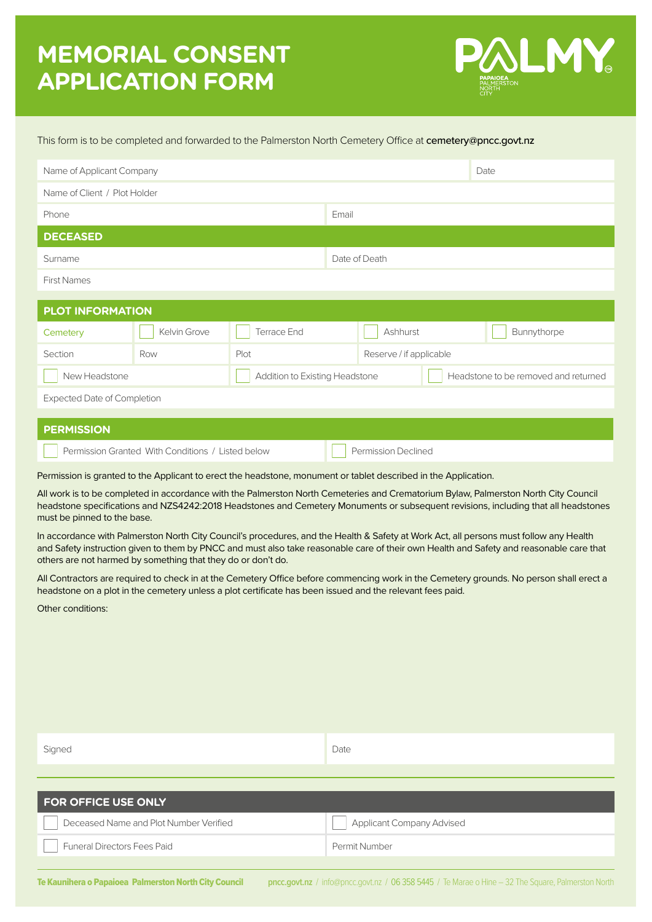# MEMORIAL CONSENT APPLICATION FORM

PALMY
PAPAIOEA PALMERSTON NORTH CITY

This form is to be completed and forwarded to the Palmerston North Cemetery Office at **cemetery@pncc.govt.nz**

| Name of Applicant Company | Date |
|---|---|
| Name of Client / Plot Holder | |
| Phone | Email |

## DECEASED

| Surname | Date of Death |
|---|---|
| First Names | |

## PLOT INFORMATION

| Cemetery | ☐ Kelvin Grove | ☐ Terrace End | ☐ Ashhurst | ☐ Bunnythorpe |
|---|---|---|---|---|
| Section | Row | Plot | Reserve / if applicable | |
| ☐ New Headstone | | ☐ Addition to Existing Headstone | ☐ Headstone to be removed and returned | |
| Expected Date of Completion | | | | |

## PERMISSION

| ☐ Permission Granted With Conditions / Listed below | ☐ Permission Declined |
|---|---|

Permission is granted to the Applicant to erect the headstone, monument or tablet described in the Application.

All work is to be completed in accordance with the Palmerston North Cemeteries and Crematorium Bylaw, Palmerston North City Council headstone specifications and NZS4242:2018 Headstones and Cemetery Monuments or subsequent revisions, including that all headstones must be pinned to the base.

In accordance with Palmerston North City Council's procedures, and the Health & Safety at Work Act, all persons must follow any Health and Safety instruction given to them by PNCC and must also take reasonable care of their own Health and Safety and reasonable care that others are not harmed by something that they do or don't do.

All Contractors are required to check in at the Cemetery Office before commencing work in the Cemetery grounds. No person shall erect a headstone on a plot in the cemetery unless a plot certificate has been issued and the relevant fees paid.

Other conditions:

| Signed | Date |
|---|---|

## FOR OFFICE USE ONLY

| ☐ Deceased Name and Plot Number Verified | ☐ Applicant Company Advised |
|---|---|
| ☐ Funeral Directors Fees Paid | Permit Number |

**Te Kaunihera o Papaioea Palmerston North City Council** pncc.govt.nz / info@pncc.govt.nz / 06 358 5445 / Te Marae o Hine – 32 The Square, Palmerston North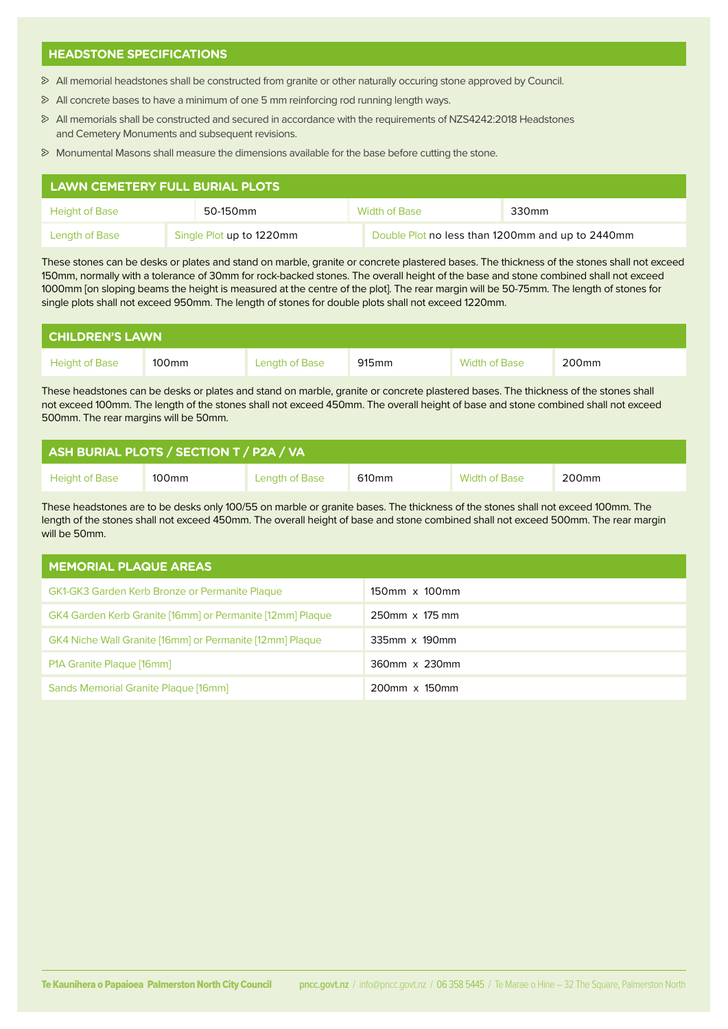## HEADSTONE SPECIFICATIONS

- All memorial headstones shall be constructed from granite or other naturally occuring stone approved by Council.
- All concrete bases to have a minimum of one 5 mm reinforcing rod running length ways.
- All memorials shall be constructed and secured in accordance with the requirements of NZS4242:2018 Headstones and Cemetery Monuments and subsequent revisions.
- Monumental Masons shall measure the dimensions available for the base before cutting the stone.

## LAWN CEMETERY FULL BURIAL PLOTS

| Height of Base | 50-150mm | Width of Base | 330mm |
|---|---|---|---|
| Length of Base | Single Plot up to 1220mm | Double Plot no less than 1200mm and up to 2440mm | |

These stones can be desks or plates and stand on marble, granite or concrete plastered bases. The thickness of the stones shall not exceed 150mm, normally with a tolerance of 30mm for rock-backed stones. The overall height of the base and stone combined shall not exceed 1000mm [on sloping beams the height is measured at the centre of the plot]. The rear margin will be 50-75mm. The length of stones for single plots shall not exceed 950mm. The length of stones for double plots shall not exceed 1220mm.

## CHILDREN'S LAWN

| Height of Base | 100mm | Length of Base | 915mm | Width of Base | 200mm |
|---|---|---|---|---|---|

These headstones can be desks or plates and stand on marble, granite or concrete plastered bases. The thickness of the stones shall not exceed 100mm. The length of the stones shall not exceed 450mm. The overall height of base and stone combined shall not exceed 500mm. The rear margins will be 50mm.

## ASH BURIAL PLOTS / SECTION T / P2A / VA

| Height of Base | 100mm | Length of Base | 610mm | Width of Base | 200mm |
|---|---|---|---|---|---|

These headstones are to be desks only 100/55 on marble or granite bases. The thickness of the stones shall not exceed 100mm. The length of the stones shall not exceed 450mm. The overall height of base and stone combined shall not exceed 500mm. The rear margin will be 50mm.

## MEMORIAL PLAQUE AREAS

| Area | Size |
|---|---|
| GK1-GK3 Garden Kerb Bronze or Permanite Plaque | 150mm x 100mm |
| GK4 Garden Kerb Granite [16mm] or Permanite [12mm] Plaque | 250mm x 175 mm |
| GK4 Niche Wall Granite [16mm] or Permanite [12mm] Plaque | 335mm x 190mm |
| P1A Granite Plaque [16mm] | 360mm x 230mm |
| Sands Memorial Granite Plaque [16mm] | 200mm x 150mm |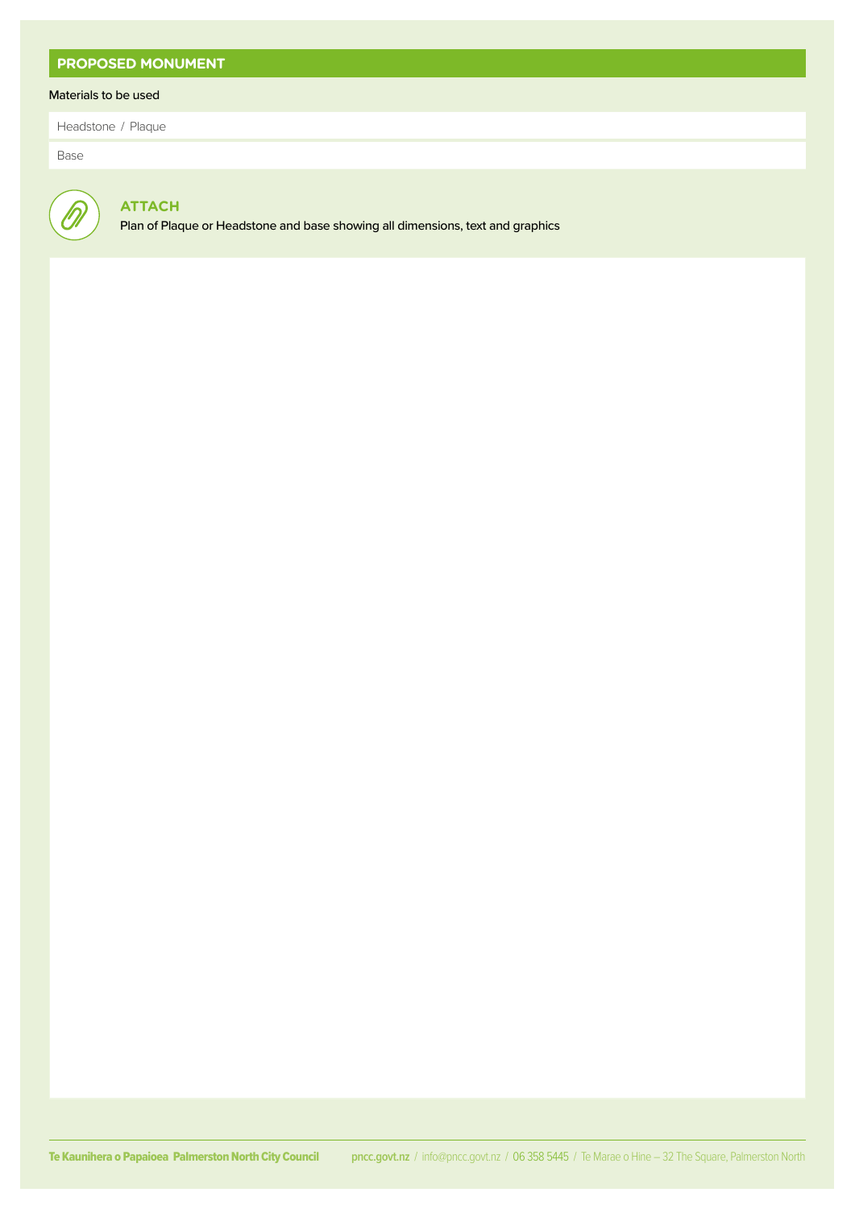## PROPOSED MONUMENT

Materials to be used

Headstone / Plaque

Base

### ATTACH

Plan of Plaque or Headstone and base showing all dimensions, text and graphics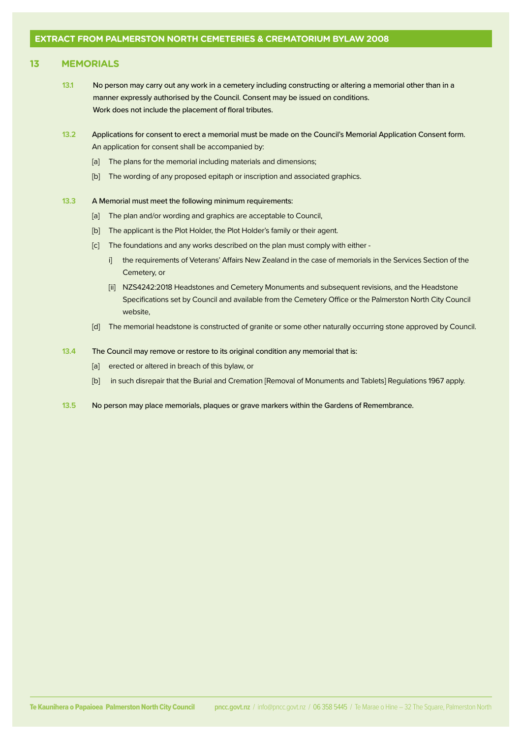## EXTRACT FROM PALMERSTON NORTH CEMETERIES & CREMATORIUM BYLAW 2008

### 13 MEMORIALS

**13.1** No person may carry out any work in a cemetery including constructing or altering a memorial other than in a manner expressly authorised by the Council. Consent may be issued on conditions. Work does not include the placement of floral tributes.

**13.2** Applications for consent to erect a memorial must be made on the Council's Memorial Application Consent form. An application for consent shall be accompanied by:

[a] The plans for the memorial including materials and dimensions;

[b] The wording of any proposed epitaph or inscription and associated graphics.

**13.3** A Memorial must meet the following minimum requirements:

[a] The plan and/or wording and graphics are acceptable to Council,

[b] The applicant is the Plot Holder, the Plot Holder's family or their agent.

[c] The foundations and any works described on the plan must comply with either -

i] the requirements of Veterans' Affairs New Zealand in the case of memorials in the Services Section of the Cemetery, or

[ii] NZS4242:2018 Headstones and Cemetery Monuments and subsequent revisions, and the Headstone Specifications set by Council and available from the Cemetery Office or the Palmerston North City Council website,

[d] The memorial headstone is constructed of granite or some other naturally occurring stone approved by Council.

**13.4** The Council may remove or restore to its original condition any memorial that is:

[a] erected or altered in breach of this bylaw, or

[b] in such disrepair that the Burial and Cremation [Removal of Monuments and Tablets] Regulations 1967 apply.

**13.5** No person may place memorials, plaques or grave markers within the Gardens of Remembrance.